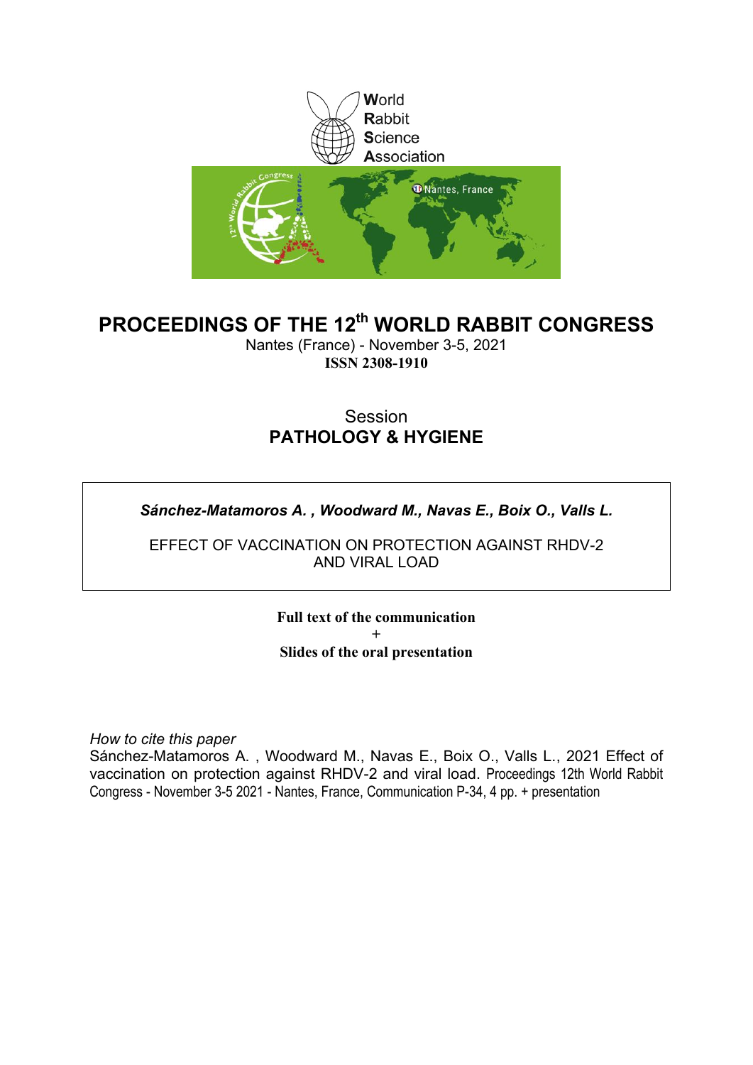World
Rabbit
Science
Association

# PROCEEDINGS OF THE 12th WORLD RABBIT CONGRESS

Nantes (France) - November 3-5, 2021
**ISSN 2308-1910**

Session
## PATHOLOGY & HYGIENE

***Sánchez-Matamoros A. , Woodward M., Navas E., Boix O., Valls L.***

EFFECT OF VACCINATION ON PROTECTION AGAINST RHDV-2 AND VIRAL LOAD

**Full text of the communication**
**+**
**Slides of the oral presentation**

*How to cite this paper*
Sánchez-Matamoros A. , Woodward M., Navas E., Boix O., Valls L., 2021 Effect of vaccination on protection against RHDV-2 and viral load. Proceedings 12th World Rabbit Congress - November 3-5 2021 - Nantes, France, Communication P-34, 4 pp. + presentation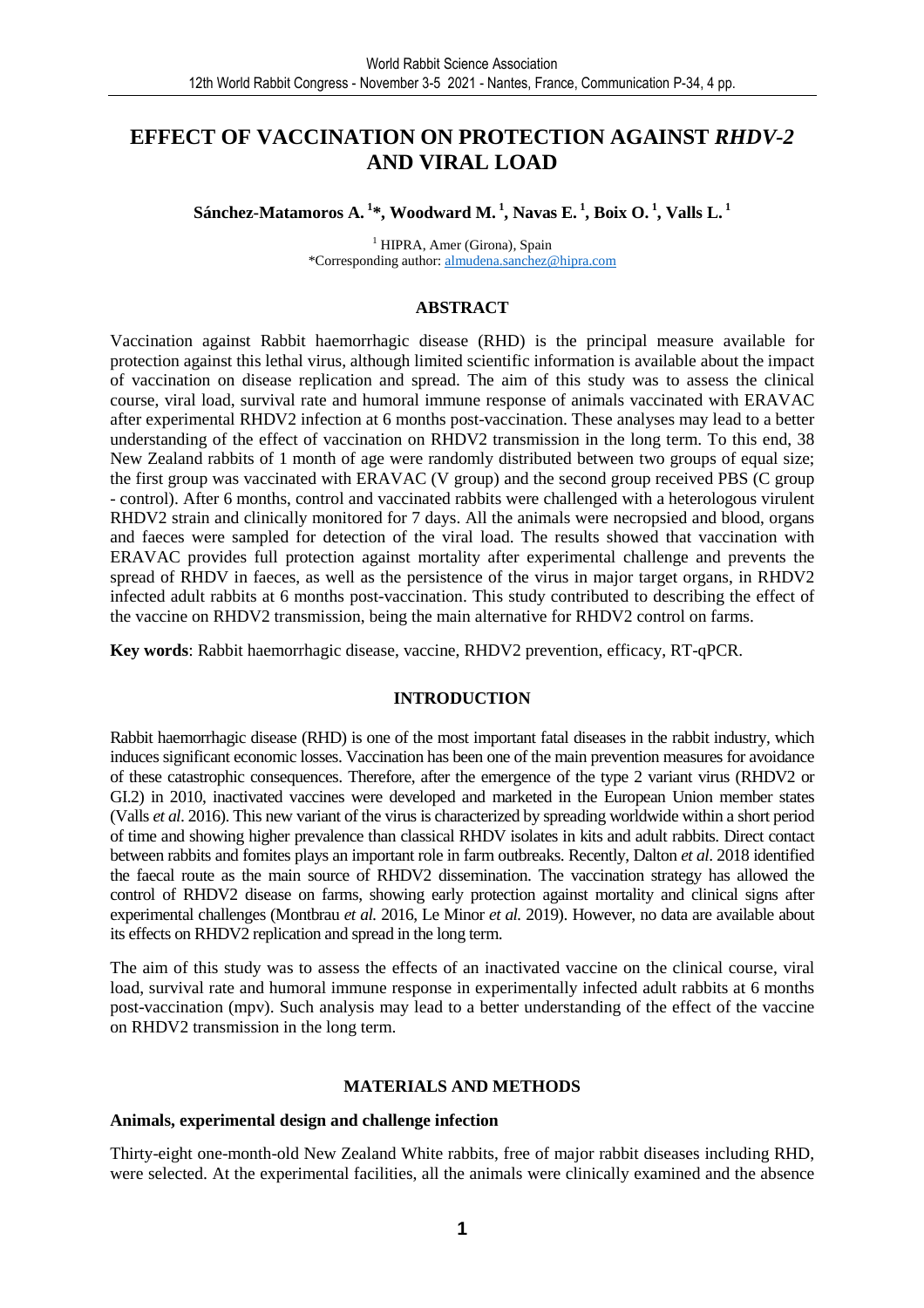# EFFECT OF VACCINATION ON PROTECTION AGAINST *RHDV-2* AND VIRAL LOAD

**Sánchez-Matamoros A.[1]*, Woodward M.[1], Navas E.[1], Boix O.[1], Valls L.[1]**

[1] HIPRA, Amer (Girona), Spain
*Corresponding author: almudena.sanchez@hipra.com

## ABSTRACT

Vaccination against Rabbit haemorrhagic disease (RHD) is the principal measure available for protection against this lethal virus, although limited scientific information is available about the impact of vaccination on disease replication and spread. The aim of this study was to assess the clinical course, viral load, survival rate and humoral immune response of animals vaccinated with ERAVAC after experimental RHDV2 infection at 6 months post-vaccination. These analyses may lead to a better understanding of the effect of vaccination on RHDV2 transmission in the long term. To this end, 38 New Zealand rabbits of 1 month of age were randomly distributed between two groups of equal size; the first group was vaccinated with ERAVAC (V group) and the second group received PBS (C group - control). After 6 months, control and vaccinated rabbits were challenged with a heterologous virulent RHDV2 strain and clinically monitored for 7 days. All the animals were necropsied and blood, organs and faeces were sampled for detection of the viral load. The results showed that vaccination with ERAVAC provides full protection against mortality after experimental challenge and prevents the spread of RHDV in faeces, as well as the persistence of the virus in major target organs, in RHDV2 infected adult rabbits at 6 months post-vaccination. This study contributed to describing the effect of the vaccine on RHDV2 transmission, being the main alternative for RHDV2 control on farms.

**Key words**: Rabbit haemorrhagic disease, vaccine, RHDV2 prevention, efficacy, RT-qPCR.

## INTRODUCTION

Rabbit haemorrhagic disease (RHD) is one of the most important fatal diseases in the rabbit industry, which induces significant economic losses. Vaccination has been one of the main prevention measures for avoidance of these catastrophic consequences. Therefore, after the emergence of the type 2 variant virus (RHDV2 or GI.2) in 2010, inactivated vaccines were developed and marketed in the European Union member states (Valls *et al*. 2016). This new variant of the virus is characterized by spreading worldwide within a short period of time and showing higher prevalence than classical RHDV isolates in kits and adult rabbits. Direct contact between rabbits and fomites plays an important role in farm outbreaks. Recently, Dalton *et al*. 2018 identified the faecal route as the main source of RHDV2 dissemination. The vaccination strategy has allowed the control of RHDV2 disease on farms, showing early protection against mortality and clinical signs after experimental challenges (Montbrau *et al.* 2016, Le Minor *et al.* 2019). However, no data are available about its effects on RHDV2 replication and spread in the long term.

The aim of this study was to assess the effects of an inactivated vaccine on the clinical course, viral load, survival rate and humoral immune response in experimentally infected adult rabbits at 6 months post-vaccination (mpv). Such analysis may lead to a better understanding of the effect of the vaccine on RHDV2 transmission in the long term.

## MATERIALS AND METHODS

### Animals, experimental design and challenge infection

Thirty-eight one-month-old New Zealand White rabbits, free of major rabbit diseases including RHD, were selected. At the experimental facilities, all the animals were clinically examined and the absence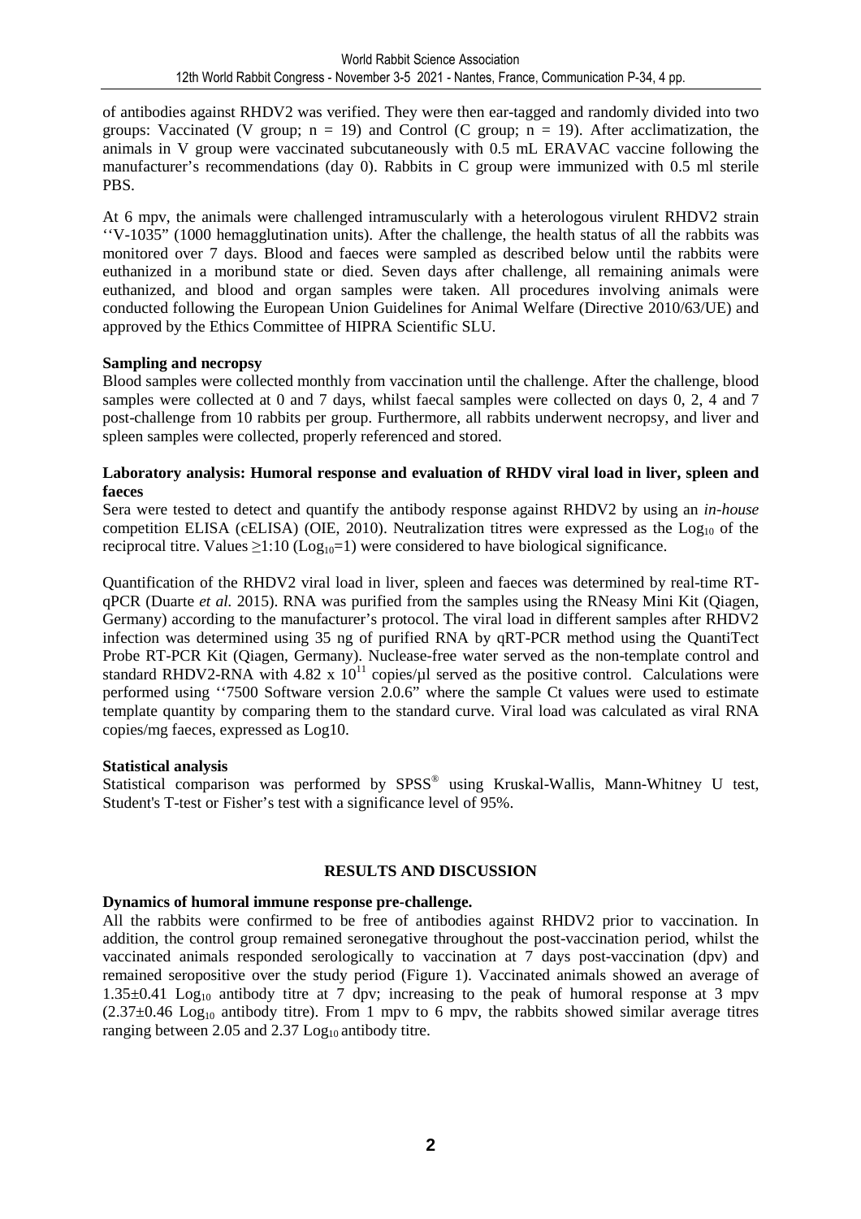of antibodies against RHDV2 was verified. They were then ear-tagged and randomly divided into two groups: Vaccinated (V group; n = 19) and Control (C group; n = 19). After acclimatization, the animals in V group were vaccinated subcutaneously with 0.5 mL ERAVAC vaccine following the manufacturer's recommendations (day 0). Rabbits in C group were immunized with 0.5 ml sterile PBS.

At 6 mpv, the animals were challenged intramuscularly with a heterologous virulent RHDV2 strain ''V-1035" (1000 hemagglutination units). After the challenge, the health status of all the rabbits was monitored over 7 days. Blood and faeces were sampled as described below until the rabbits were euthanized in a moribund state or died. Seven days after challenge, all remaining animals were euthanized, and blood and organ samples were taken. All procedures involving animals were conducted following the European Union Guidelines for Animal Welfare (Directive 2010/63/UE) and approved by the Ethics Committee of HIPRA Scientific SLU.

**Sampling and necropsy**

Blood samples were collected monthly from vaccination until the challenge. After the challenge, blood samples were collected at 0 and 7 days, whilst faecal samples were collected on days 0, 2, 4 and 7 post-challenge from 10 rabbits per group. Furthermore, all rabbits underwent necropsy, and liver and spleen samples were collected, properly referenced and stored.

**Laboratory analysis: Humoral response and evaluation of RHDV viral load in liver, spleen and faeces**

Sera were tested to detect and quantify the antibody response against RHDV2 by using an *in-house* competition ELISA (cELISA) (OIE, 2010). Neutralization titres were expressed as the $Log_{10}$ of the reciprocal titre. Values $\geq$1:10 ($Log_{10}$=1) were considered to have biological significance.

Quantification of the RHDV2 viral load in liver, spleen and faeces was determined by real-time RT-qPCR (Duarte *et al.* 2015). RNA was purified from the samples using the RNeasy Mini Kit (Qiagen, Germany) according to the manufacturer's protocol. The viral load in different samples after RHDV2 infection was determined using 35 ng of purified RNA by qRT-PCR method using the QuantiTect Probe RT-PCR Kit (Qiagen, Germany). Nuclease-free water served as the non-template control and standard RHDV2-RNA with $4.82 \times 10^{11}$ copies/µl served as the positive control. Calculations were performed using ''7500 Software version 2.0.6" where the sample Ct values were used to estimate template quantity by comparing them to the standard curve. Viral load was calculated as viral RNA copies/mg faeces, expressed as Log10.

**Statistical analysis**

Statistical comparison was performed by SPSS® using Kruskal-Wallis, Mann-Whitney U test, Student's T-test or Fisher's test with a significance level of 95%.

## RESULTS AND DISCUSSION

**Dynamics of humoral immune response pre-challenge.**

All the rabbits were confirmed to be free of antibodies against RHDV2 prior to vaccination. In addition, the control group remained seronegative throughout the post-vaccination period, whilst the vaccinated animals responded serologically to vaccination at 7 days post-vaccination (dpv) and remained seropositive over the study period (Figure 1). Vaccinated animals showed an average of $1.35\pm0.41$ $Log_{10}$ antibody titre at 7 dpv; increasing to the peak of humoral response at 3 mpv ($2.37\pm0.46$ $Log_{10}$ antibody titre). From 1 mpv to 6 mpv, the rabbits showed similar average titres ranging between 2.05 and 2.37 $Log_{10}$ antibody titre.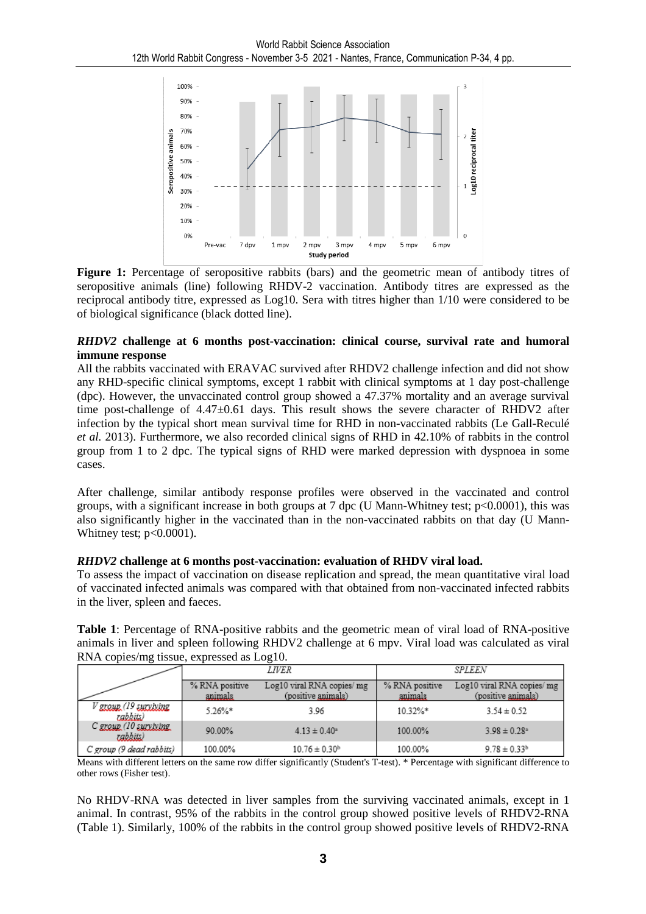**Figure 1:** Percentage of seropositive rabbits (bars) and the geometric mean of antibody titres of seropositive animals (line) following RHDV-2 vaccination. Antibody titres are expressed as the reciprocal antibody titre, expressed as Log10. Sera with titres higher than 1/10 were considered to be of biological significance (black dotted line).

### *RHDV2* challenge at 6 months post-vaccination: clinical course, survival rate and humoral immune response

All the rabbits vaccinated with ERAVAC survived after RHDV2 challenge infection and did not show any RHD-specific clinical symptoms, except 1 rabbit with clinical symptoms at 1 day post-challenge (dpc). However, the unvaccinated control group showed a 47.37% mortality and an average survival time post-challenge of 4.47±0.61 days. This result shows the severe character of RHDV2 after infection by the typical short mean survival time for RHD in non-vaccinated rabbits (Le Gall-Reculé *et al.* 2013). Furthermore, we also recorded clinical signs of RHD in 42.10% of rabbits in the control group from 1 to 2 dpc. The typical signs of RHD were marked depression with dyspnoea in some cases.

After challenge, similar antibody response profiles were observed in the vaccinated and control groups, with a significant increase in both groups at 7 dpc (U Mann-Whitney test; $p<0.0001$), this was also significantly higher in the vaccinated than in the non-vaccinated rabbits on that day (U Mann-Whitney test; $p<0.0001$).

### *RHDV2* challenge at 6 months post-vaccination: evaluation of RHDV viral load.

To assess the impact of vaccination on disease replication and spread, the mean quantitative viral load of vaccinated infected animals was compared with that obtained from non-vaccinated infected rabbits in the liver, spleen and faeces.

**Table 1**: Percentage of RNA-positive rabbits and the geometric mean of viral load of RNA-positive animals in liver and spleen following RHDV2 challenge at 6 mpv. Viral load was calculated as viral RNA copies/mg tissue, expressed as Log10.

| | *LIVER* | | *SPLEEN* | |
|---|---|---|---|---|
| | % RNA positive animals | Log10 viral RNA copies/ mg (positive animals) | % RNA positive animals | Log10 viral RNA copies/ mg (positive animals) |
| *V group (19 surviving rabbits)* | 5.26%* | 3.96 | 10.32%* | 3.54 ± 0.52 |
| *C group (10 surviving rabbits)* | 90.00% | 4.13 ± 0.40[a] | 100.00% | 3.98 ± 0.28[a] |
| *C group (9 dead rabbits)* | 100.00% | 10.76 ± 0.30[b] | 100.00% | 9.78 ± 0.33[b] |

Means with different letters on the same row differ significantly (Student's T-test). * Percentage with significant difference to other rows (Fisher test).

No RHDV-RNA was detected in liver samples from the surviving vaccinated animals, except in 1 animal. In contrast, 95% of the rabbits in the control group showed positive levels of RHDV2-RNA (Table 1). Similarly, 100% of the rabbits in the control group showed positive levels of RHDV2-RNA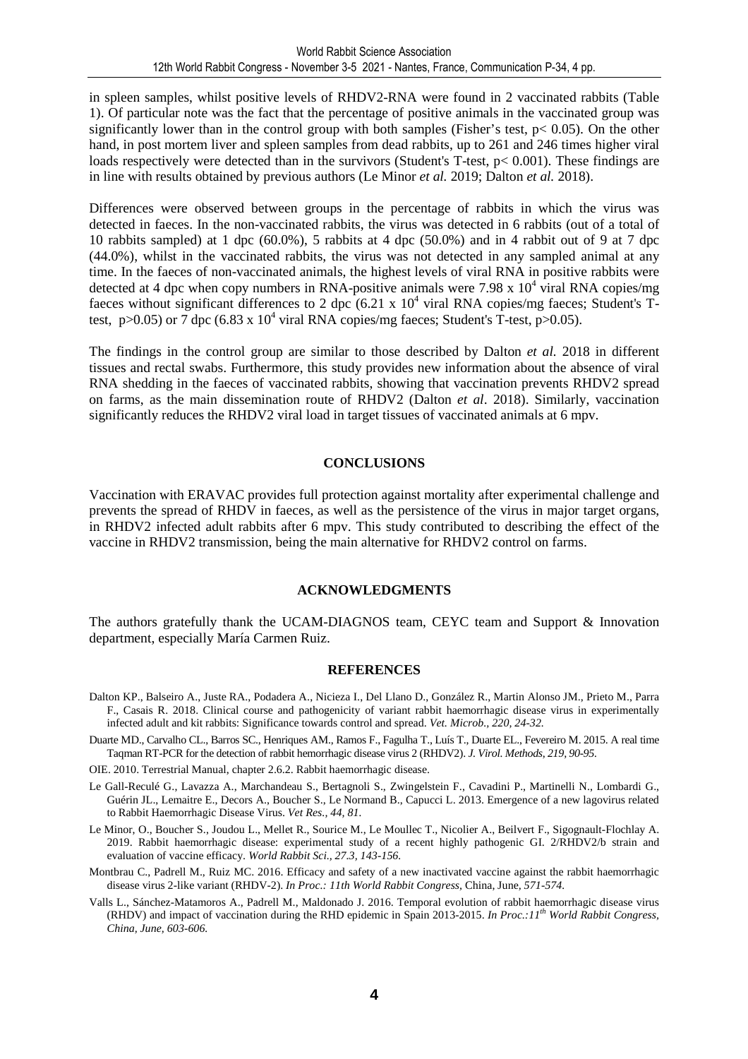in spleen samples, whilst positive levels of RHDV2-RNA were found in 2 vaccinated rabbits (Table 1). Of particular note was the fact that the percentage of positive animals in the vaccinated group was significantly lower than in the control group with both samples (Fisher's test, $p < 0.05$). On the other hand, in post mortem liver and spleen samples from dead rabbits, up to 261 and 246 times higher viral loads respectively were detected than in the survivors (Student's T-test, $p < 0.001$). These findings are in line with results obtained by previous authors (Le Minor *et al.* 2019; Dalton *et al.* 2018).

Differences were observed between groups in the percentage of rabbits in which the virus was detected in faeces. In the non-vaccinated rabbits, the virus was detected in 6 rabbits (out of a total of 10 rabbits sampled) at 1 dpc (60.0%), 5 rabbits at 4 dpc (50.0%) and in 4 rabbit out of 9 at 7 dpc (44.0%), whilst in the vaccinated rabbits, the virus was not detected in any sampled animal at any time. In the faeces of non-vaccinated animals, the highest levels of viral RNA in positive rabbits were detected at 4 dpc when copy numbers in RNA-positive animals were $7.98 \times 10^4$ viral RNA copies/mg faeces without significant differences to 2 dpc ($6.21 \times 10^4$ viral RNA copies/mg faeces; Student's T-test, $p > 0.05$) or 7 dpc ($6.83 \times 10^4$ viral RNA copies/mg faeces; Student's T-test, $p > 0.05$).

The findings in the control group are similar to those described by Dalton *et al.* 2018 in different tissues and rectal swabs. Furthermore, this study provides new information about the absence of viral RNA shedding in the faeces of vaccinated rabbits, showing that vaccination prevents RHDV2 spread on farms, as the main dissemination route of RHDV2 (Dalton *et al*. 2018). Similarly, vaccination significantly reduces the RHDV2 viral load in target tissues of vaccinated animals at 6 mpv.

## CONCLUSIONS

Vaccination with ERAVAC provides full protection against mortality after experimental challenge and prevents the spread of RHDV in faeces, as well as the persistence of the virus in major target organs, in RHDV2 infected adult rabbits after 6 mpv. This study contributed to describing the effect of the vaccine in RHDV2 transmission, being the main alternative for RHDV2 control on farms.

## ACKNOWLEDGMENTS

The authors gratefully thank the UCAM-DIAGNOS team, CEYC team and Support & Innovation department, especially María Carmen Ruiz.

## REFERENCES

Dalton KP., Balseiro A., Juste RA., Podadera A., Nicieza I., Del Llano D., González R., Martin Alonso JM., Prieto M., Parra F., Casais R. 2018. Clinical course and pathogenicity of variant rabbit haemorrhagic disease virus in experimentally infected adult and kit rabbits: Significance towards control and spread. *Vet. Microb., 220, 24-32.*

Duarte MD., Carvalho CL., Barros SC., Henriques AM., Ramos F., Fagulha T., Luís T., Duarte EL., Fevereiro M. 2015. A real time Taqman RT-PCR for the detection of rabbit hemorrhagic disease virus 2 (RHDV2). *J. Virol. Methods, 219, 90-95.*

OIE. 2010. Terrestrial Manual, chapter 2.6.2. Rabbit haemorrhagic disease.

Le Gall-Reculé G., Lavazza A., Marchandeau S., Bertagnoli S., Zwingelstein F., Cavadini P., Martinelli N., Lombardi G., Guérin JL., Lemaitre E., Decors A., Boucher S., Le Normand B., Capucci L. 2013. Emergence of a new lagovirus related to Rabbit Haemorrhagic Disease Virus. *Vet Res., 44, 81.*

Le Minor, O., Boucher S., Joudou L., Mellet R., Sourice M., Le Moullec T., Nicolier A., Beilvert F., Sigognault-Flochlay A. 2019. Rabbit haemorrhagic disease: experimental study of a recent highly pathogenic GI. 2/RHDV2/b strain and evaluation of vaccine efficacy. *World Rabbit Sci., 27.3, 143-156.*

Montbrau C., Padrell M., Ruiz MC. 2016. Efficacy and safety of a new inactivated vaccine against the rabbit haemorrhagic disease virus 2-like variant (RHDV-2). *In Proc.: 11th World Rabbit Congress*, China, June, *571-574.*

Valls L., Sánchez-Matamoros A., Padrell M., Maldonado J. 2016. Temporal evolution of rabbit haemorrhagic disease virus (RHDV) and impact of vaccination during the RHD epidemic in Spain 2013-2015. *In Proc.:11th World Rabbit Congress, China, June, 603-606.*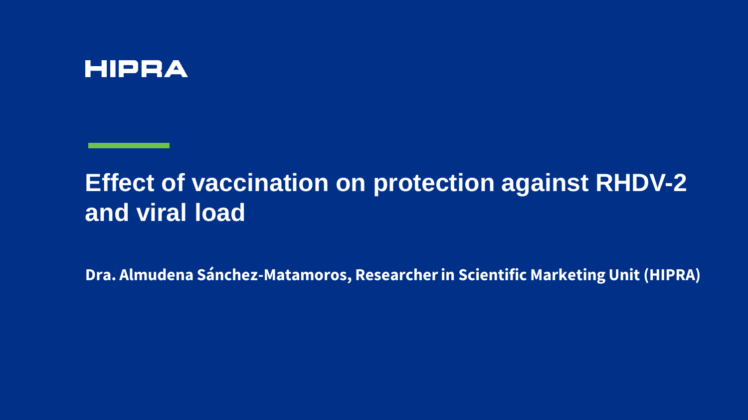HIPRA

# Effect of vaccination on protection against RHDV-2 and viral load

**Dra. Almudena Sánchez-Matamoros, Researcher in Scientific Marketing Unit (HIPRA)**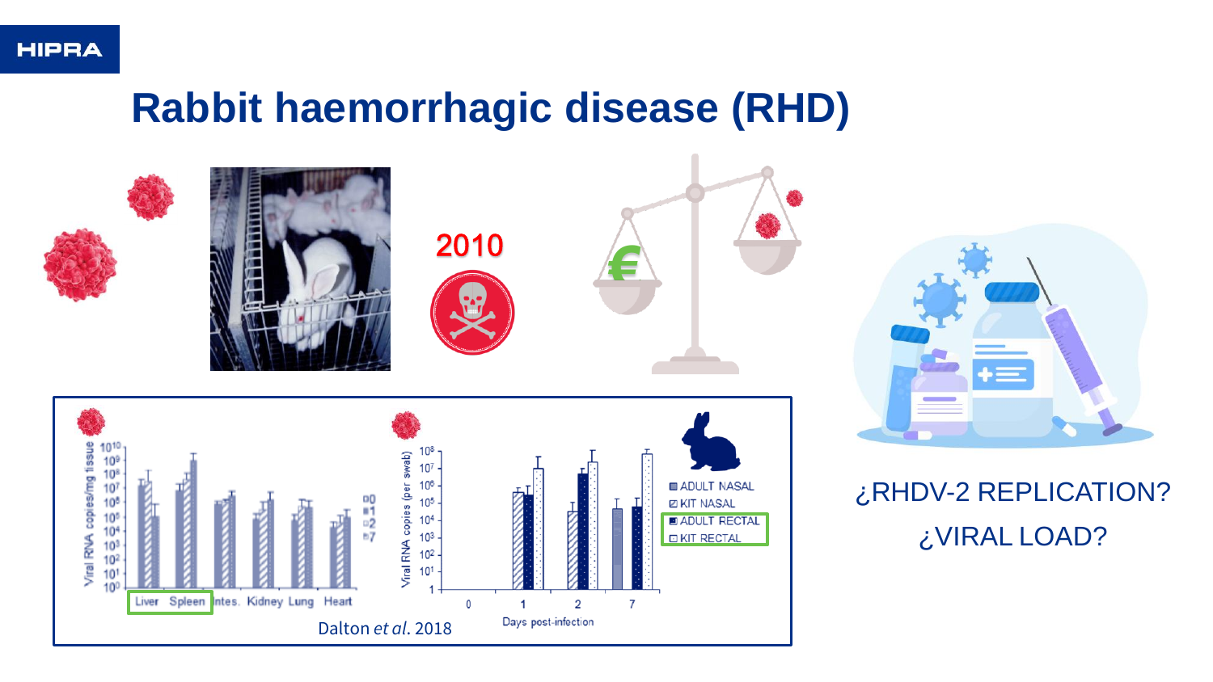# Rabbit haemorrhagic disease (RHD)

2010

Liver Spleen Intes. Kidney Lung Heart

Viral RNA copies/mg tissue

Viral RNA copies (per swab)

Days post-infection

ADULT NASAL
KIT NASAL
ADULT RECTAL
KIT RECTAL

Dalton *et al*. 2018

¿RHDV-2 REPLICATION?

¿VIRAL LOAD?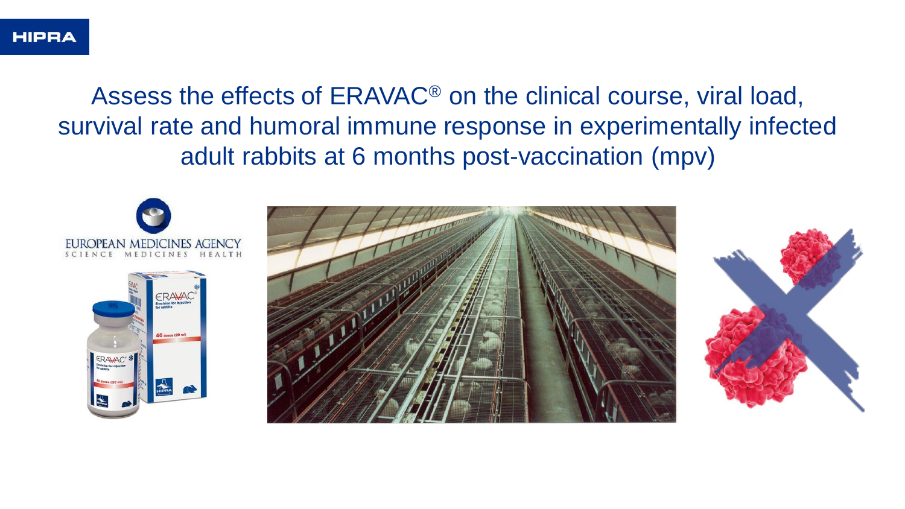Assess the effects of ERAVAC® on the clinical course, viral load, survival rate and humoral immune response in experimentally infected adult rabbits at 6 months post-vaccination (mpv)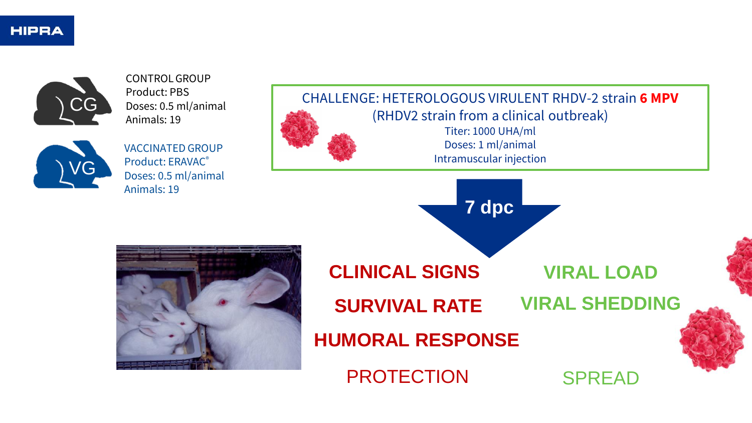CONTROL GROUP
Product: PBS
Doses: 0.5 ml/animal
Animals: 19

VACCINATED GROUP
Product: ERAVAC®
Doses: 0.5 ml/animal
Animals: 19

CHALLENGE: HETEROLOGOUS VIRULENT RHDV-2 strain **6 MPV**
(RHDV2 strain from a clinical outbreak)
Titer: 1000 UHA/ml
Doses: 1 ml/animal
Intramuscular injection

**7 dpc**

**CLINICAL SIGNS**

**SURVIVAL RATE**

**HUMORAL RESPONSE**

PROTECTION

**VIRAL LOAD**

**VIRAL SHEDDING**

SPREAD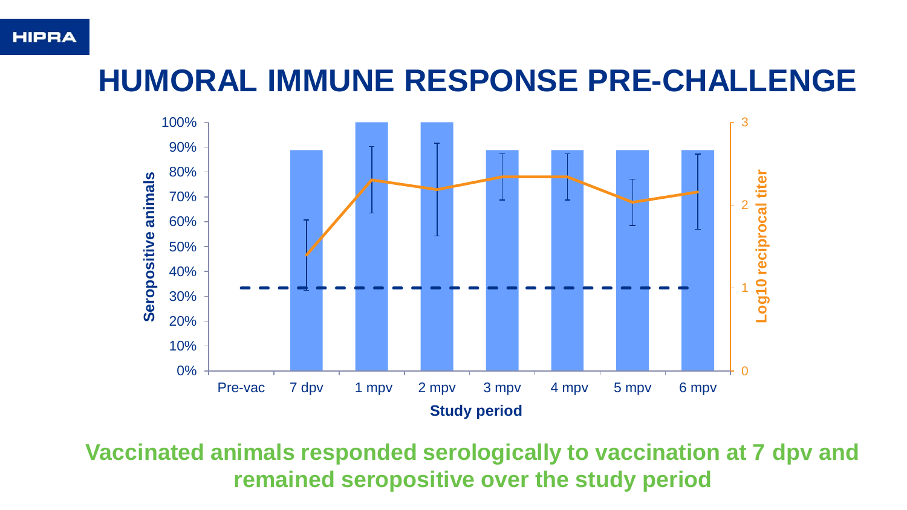# HUMORAL IMMUNE RESPONSE PRE-CHALLENGE

**Vaccinated animals responded serologically to vaccination at 7 dpv and remained seropositive over the study period**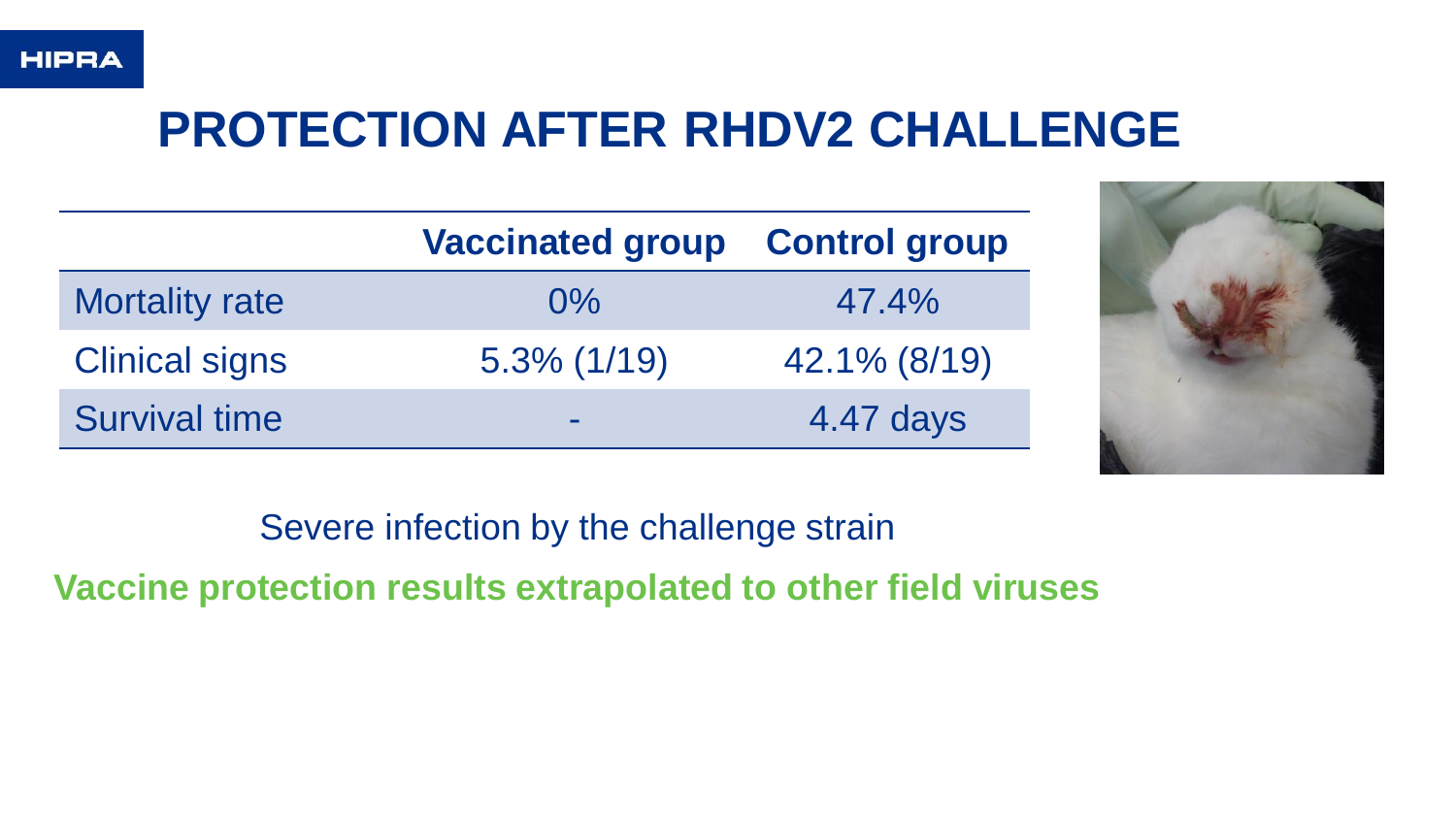# PROTECTION AFTER RHDV2 CHALLENGE

| | Vaccinated group | Control group |
| --- | --- | --- |
| Mortality rate | 0% | 47.4% |
| Clinical signs | 5.3% (1/19) | 42.1% (8/19) |
| Survival time | - | 4.47 days |

Severe infection by the challenge strain

**Vaccine protection results extrapolated to other field viruses**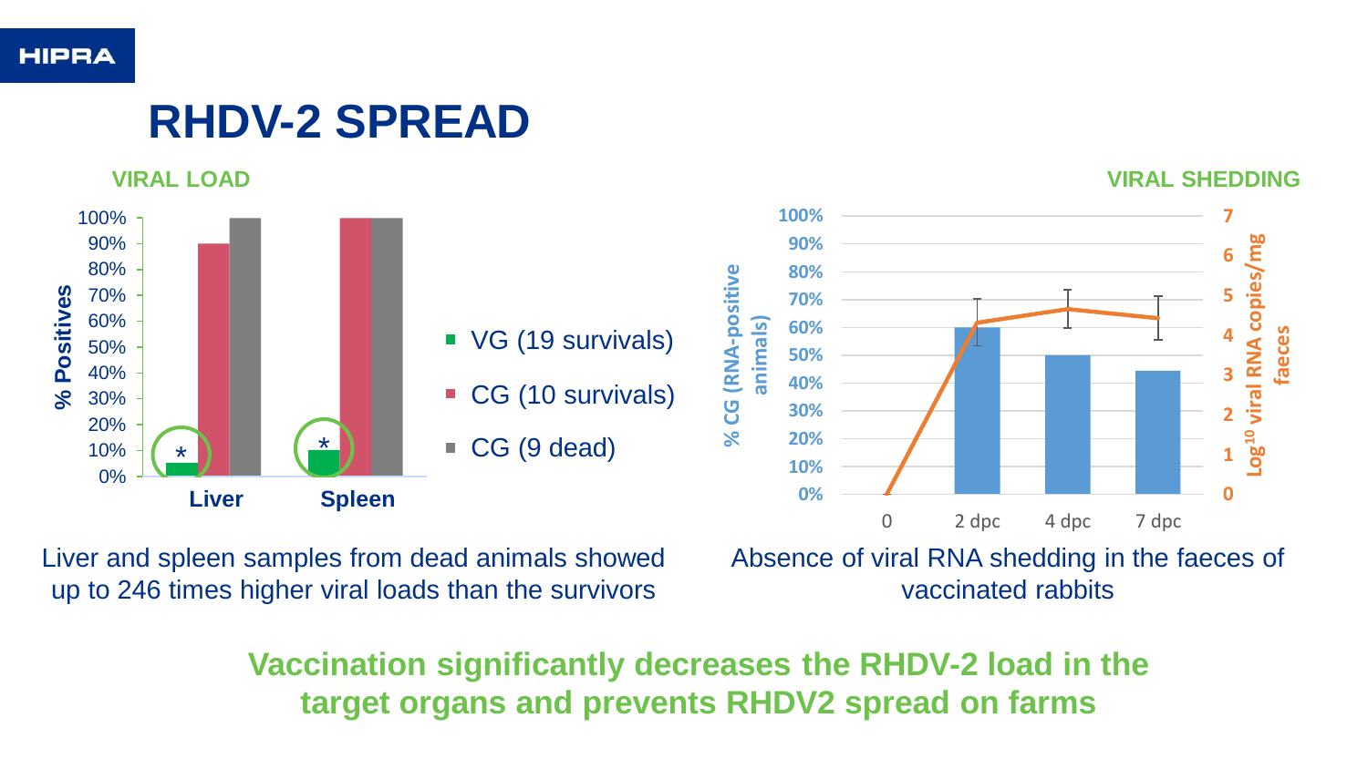# RHDV-2 SPREAD

### VIAL LOAD

### VIRAL SHEDDING

Liver and spleen samples from dead animals showed up to 246 times higher viral loads than the survivors

Absence of viral RNA shedding in the faeces of vaccinated rabbits

**Vaccination significantly decreases the RHDV-2 load in the target organs and prevents RHDV2 spread on farms**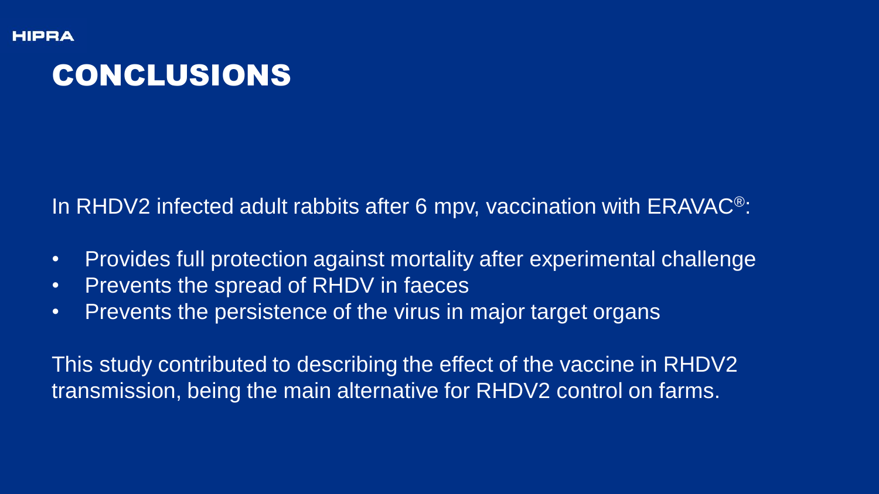# CONCLUSIONS

In RHDV2 infected adult rabbits after 6 mpv, vaccination with ERAVAC®:

- Provides full protection against mortality after experimental challenge
- Prevents the spread of RHDV in faeces
- Prevents the persistence of the virus in major target organs

This study contributed to describing the effect of the vaccine in RHDV2 transmission, being the main alternative for RHDV2 control on farms.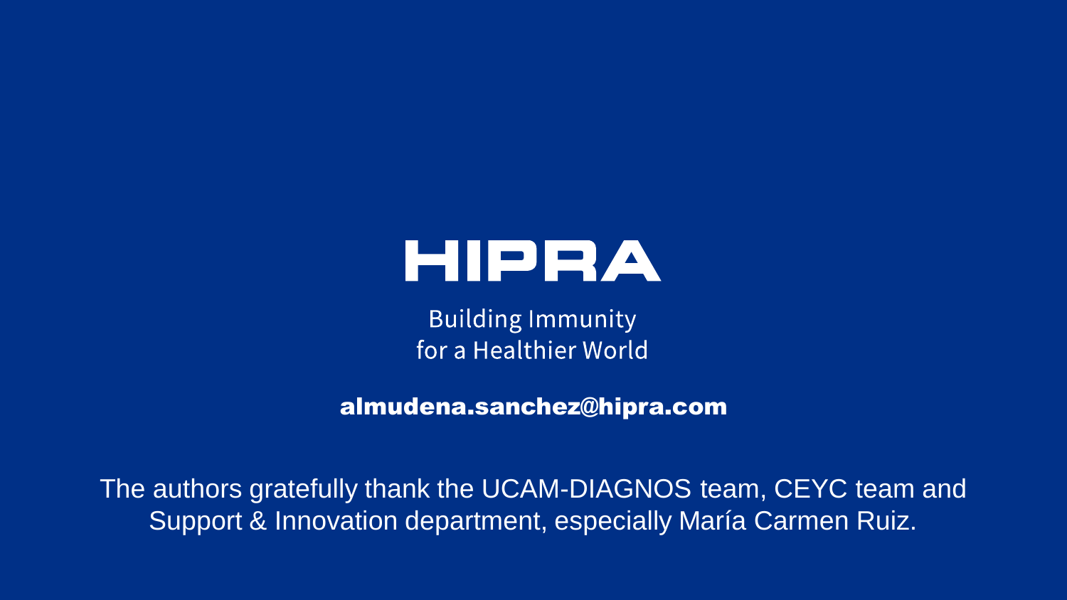# HIPRA

Building Immunity
for a Healthier World

**almudena.sanchez@hipra.com**

The authors gratefully thank the UCAM-DIAGNOS team, CEYC team and Support & Innovation department, especially María Carmen Ruiz.